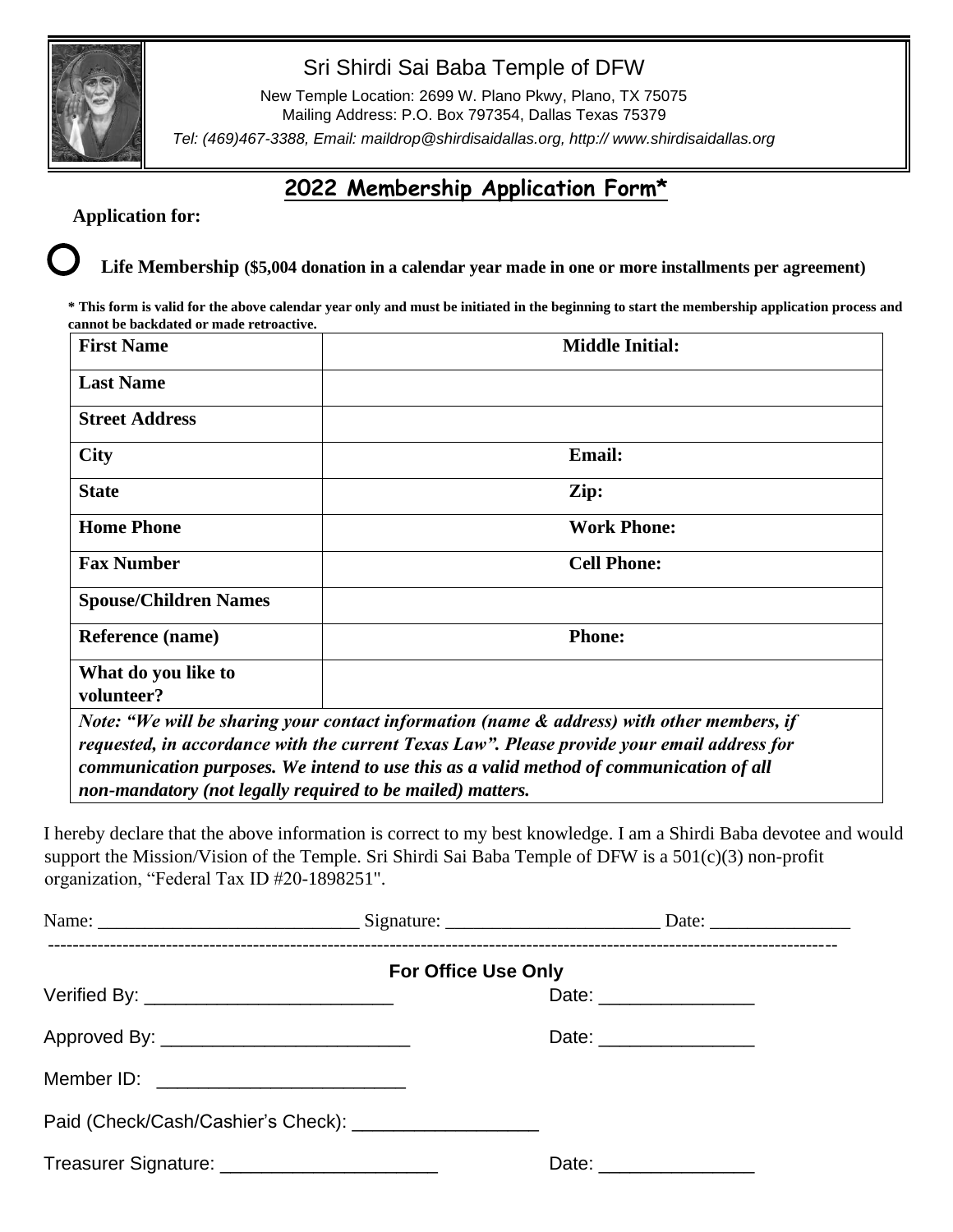# Sri Shirdi Sai Baba Temple of DFW

New Temple Location: 2699 W. Plano Pkwy, Plano, TX 75075
Mailing Address: P.O. Box 797354, Dallas Texas 75379

*Tel: (469)467-3388, Email: maildrop@shirdisaidallas.org, http:// www.shirdisaidallas.org*

## 2022 Membership Application Form*

**Application for:**

○ **Life Membership ($5,004 donation in a calendar year made in one or more installments per agreement)**

**\* This form is valid for the above calendar year only and must be initiated in the beginning to start the membership application process and cannot be backdated or made retroactive.**

| **First Name** | **Middle Initial:** |
|---|---|
| **Last Name** | |
| **Street Address** | |
| **City** | **Email:** |
| **State** | **Zip:** |
| **Home Phone** | **Work Phone:** |
| **Fax Number** | **Cell Phone:** |
| **Spouse/Children Names** | |
| **Reference (name)** | **Phone:** |
| **What do you like to volunteer?** | |

***Note: "We will be sharing your contact information (name & address) with other members, if requested, in accordance with the current Texas Law". Please provide your email address for communication purposes. We intend to use this as a valid method of communication of all non-mandatory (not legally required to be mailed) matters.***

I hereby declare that the above information is correct to my best knowledge. I am a Shirdi Baba devotee and would support the Mission/Vision of the Temple. Sri Shirdi Sai Baba Temple of DFW is a 501(c)(3) non-profit organization, "Federal Tax ID #20-1898251".

Name: ____________________________ Signature: _______________________ Date: _______________

---

**For Office Use Only**

Verified By: ________________________ Date: _______________

Approved By: ________________________ Date: _______________

Member ID: ________________________

Paid (Check/Cash/Cashier's Check): __________________

Treasurer Signature: _____________________ Date: _______________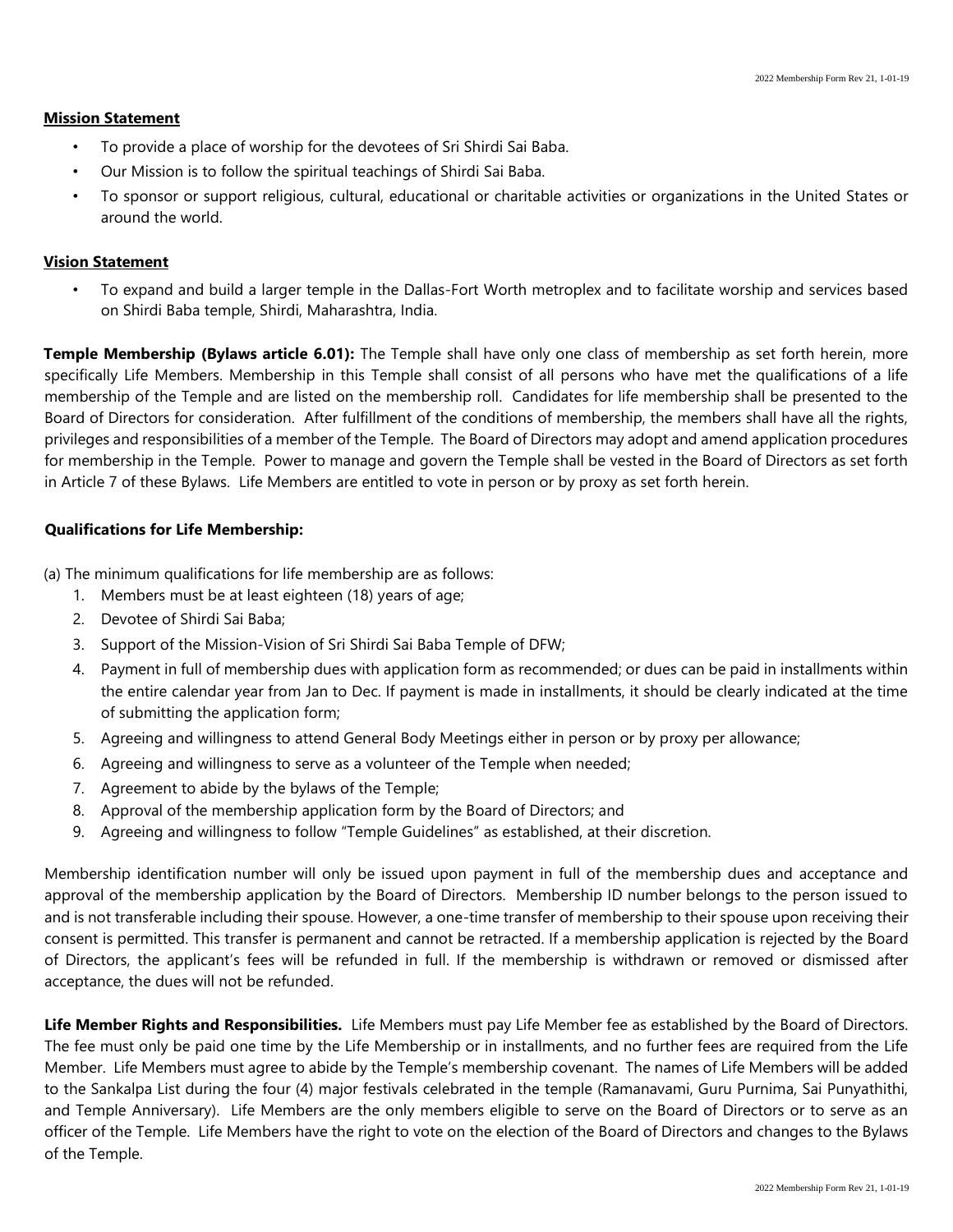## Mission Statement

- To provide a place of worship for the devotees of Sri Shirdi Sai Baba.
- Our Mission is to follow the spiritual teachings of Shirdi Sai Baba.
- To sponsor or support religious, cultural, educational or charitable activities or organizations in the United States or around the world.

## Vision Statement

- To expand and build a larger temple in the Dallas-Fort Worth metroplex and to facilitate worship and services based on Shirdi Baba temple, Shirdi, Maharashtra, India.

**Temple Membership (Bylaws article 6.01):** The Temple shall have only one class of membership as set forth herein, more specifically Life Members. Membership in this Temple shall consist of all persons who have met the qualifications of a life membership of the Temple and are listed on the membership roll. Candidates for life membership shall be presented to the Board of Directors for consideration. After fulfillment of the conditions of membership, the members shall have all the rights, privileges and responsibilities of a member of the Temple. The Board of Directors may adopt and amend application procedures for membership in the Temple. Power to manage and govern the Temple shall be vested in the Board of Directors as set forth in Article 7 of these Bylaws. Life Members are entitled to vote in person or by proxy as set forth herein.

**Qualifications for Life Membership:**

(a) The minimum qualifications for life membership are as follows:

1. Members must be at least eighteen (18) years of age;
2. Devotee of Shirdi Sai Baba;
3. Support of the Mission-Vision of Sri Shirdi Sai Baba Temple of DFW;
4. Payment in full of membership dues with application form as recommended; or dues can be paid in installments within the entire calendar year from Jan to Dec. If payment is made in installments, it should be clearly indicated at the time of submitting the application form;
5. Agreeing and willingness to attend General Body Meetings either in person or by proxy per allowance;
6. Agreeing and willingness to serve as a volunteer of the Temple when needed;
7. Agreement to abide by the bylaws of the Temple;
8. Approval of the membership application form by the Board of Directors; and
9. Agreeing and willingness to follow "Temple Guidelines" as established, at their discretion.

Membership identification number will only be issued upon payment in full of the membership dues and acceptance and approval of the membership application by the Board of Directors. Membership ID number belongs to the person issued to and is not transferable including their spouse. However, a one-time transfer of membership to their spouse upon receiving their consent is permitted. This transfer is permanent and cannot be retracted. If a membership application is rejected by the Board of Directors, the applicant's fees will be refunded in full. If the membership is withdrawn or removed or dismissed after acceptance, the dues will not be refunded.

**Life Member Rights and Responsibilities.** Life Members must pay Life Member fee as established by the Board of Directors. The fee must only be paid one time by the Life Membership or in installments, and no further fees are required from the Life Member. Life Members must agree to abide by the Temple's membership covenant. The names of Life Members will be added to the Sankalpa List during the four (4) major festivals celebrated in the temple (Ramanavami, Guru Purnima, Sai Punyathithi, and Temple Anniversary). Life Members are the only members eligible to serve on the Board of Directors or to serve as an officer of the Temple. Life Members have the right to vote on the election of the Board of Directors and changes to the Bylaws of the Temple.